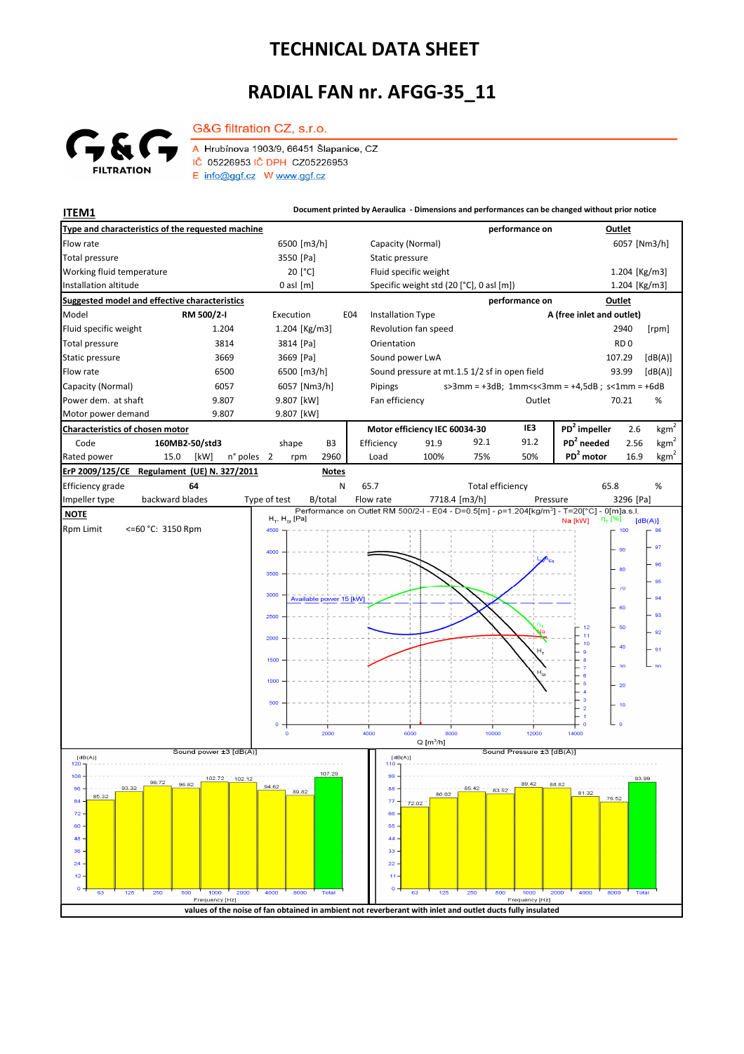# TECHNICAL DATA SHEET

# RADIAL FAN nr. AFGG-35_11

G&G filtration CZ, s.r.o.

A Hrubínova 1903/9, 66451 Šlapanice, CZ
IČ 05226953 IČ DPH CZ05226953
E info@ggf.cz W www.ggf.cz

**ITEM1**

**Document printed by Aeraulica - Dimensions and performances can be changed without prior notice**

| **Type and characteristics of the requested machine** | | | performance on | **Outlet** |
|---|---|---|---|---|
| Flow rate | 6500 [m3/h] | Capacity (Normal) | | 6057 [Nm3/h] |
| Total pressure | 3550 [Pa] | Static pressure | | |
| Working fluid temperature | 20 [°C] | Fluid specific weight | | 1.204 [Kg/m3] |
| Installation altitude | 0 asl [m] | Specific weight std (20 [°C], 0 asl [m]) | | 1.204 [Kg/m3] |

| **Suggested model and effective characteristics** | | | | performance on | **Outlet** |
|---|---|---|---|---|---|
| Model | RM 500/2-I | Execution E04 | Installation Type | A (free inlet and outlet) | |
| Fluid specific weight | 1.204 | 1.204 [Kg/m3] | Revolution fan speed | 2940 | [rpm] |
| Total pressure | 3814 | 3814 [Pa] | Orientation | RD 0 | |
| Static pressure | 3669 | 3669 [Pa] | Sound power LwA | 107.29 | [dB(A)] |
| Flow rate | 6500 | 6500 [m3/h] | Sound pressure at mt.1.5 1/2 sf in open field | 93.99 | [dB(A)] |
| Capacity (Normal) | 6057 | 6057 [Nm3/h] | Pipings | s>3mm = +3dB; 1mm<s<3mm = +4,5dB ; s<1mm = +6dB | |
| Power dem. at shaft | 9.807 | 9.807 [kW] | Fan efficiency Outlet | 70.21 | % |
| Motor power demand | 9.807 | 9.807 [kW] | | | |

| **Characteristics of chosen motor** | | | | Motor efficiency IEC 60034-30 | | | IE3 | | | |
|---|---|---|---|---|---|---|---|---|---|---|
| Code | 160MB2-50/std3 | shape | B3 | Efficiency | 91.9 | 92.1 | 91.2 | $PD^2$ impeller | 2.6 | $kgm^2$ |
| Rated power | 15.0 [kW] | n° poles 2 | rpm 2960 | Load | 100% | 75% | 50% | $PD^2$ needed | 2.56 | $kgm^2$ |
| | | | | | | | | $PD^2$ motor | 16.9 | $kgm^2$ |

| **ErP 2009/125/CE Regulament (UE) N. 327/2011** | | **Notes** | | | |
|---|---|---|---|---|---|
| Efficiency grade | 64 | N | 65.7 | Total efficiency | 65.8 % |
| Impeller type | backward blades | Type of test B/total | Flow rate 7718.4 [m3/h] | Pressure | 3296 [Pa] |

**NOTE**

Rpm Limit <=60 °C: 3150 Rpm

Performance on Outlet RM 500/2-I - E04 - D=0.5[m] - ρ=1.204[kg/m³] - T=20[°C] - 0[m]a.s.l.

Sound power ±3 [dB(A)]

| 63 | 125 | 250 | 500 | 1000 | 2000 | 4000 | 8000 | Total |
|---|---|---|---|---|---|---|---|---|
| 85.32 | 93.32 | 98.72 | 96.82 | 102.72 | 102.12 | 94.62 | 89.82 | 107.29 |

Sound Pressure ±3 [dB(A)]

| 63 | 125 | 250 | 500 | 1000 | 2000 | 4000 | 8000 | Total |
|---|---|---|---|---|---|---|---|---|
| 72.02 | 80.02 | 85.42 | 83.52 | 89.42 | 88.82 | 81.32 | 76.52 | 93.99 |

**values of the noise of fan obtained in ambient not reverberant with inlet and outlet ducts fully insulated**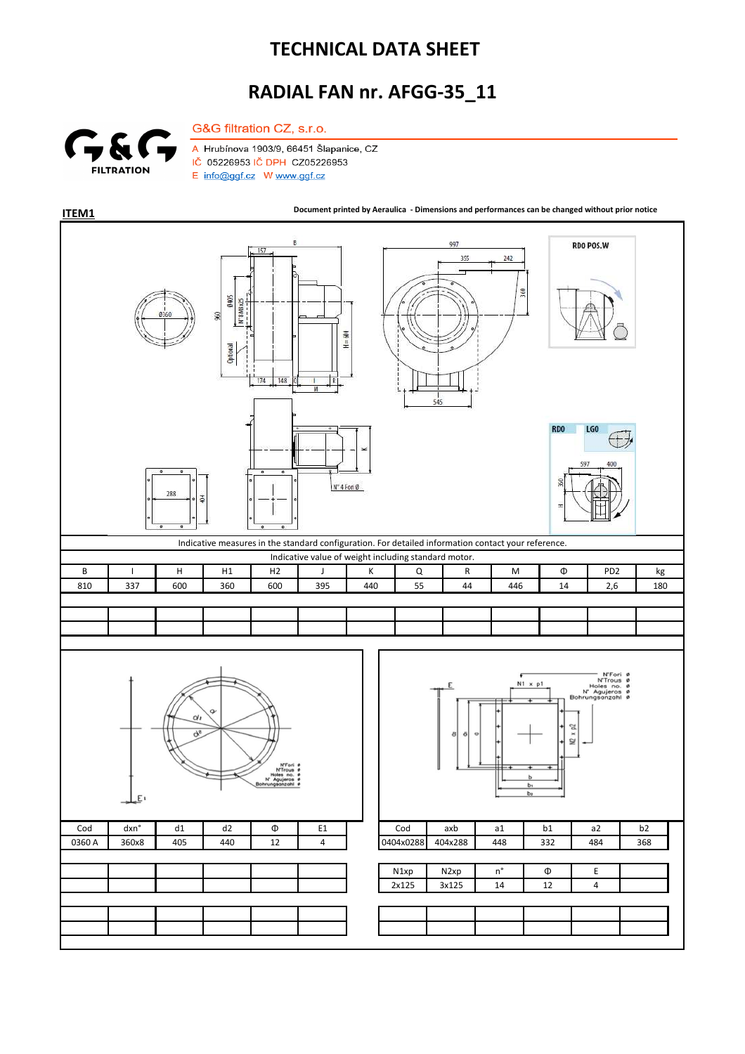# TECHNICAL DATA SHEET

## RADIAL FAN nr. AFGG-35_11

G&G filtration CZ, s.r.o.

A Hrubínova 1903/9, 66451 Šlapanice, CZ
IČ 05226953 IČ DPH CZ05226953
E info@ggf.cz W www.ggf.cz

**ITEM1**

**Document printed by Aeraulica - Dimensions and performances can be changed without prior notice**

RDO POS.W

RDO LGO

Indicative measures in the standard configuration. For detailed information contact your reference.

Indicative value of weight including standard motor.

| B | I | H | H1 | H2 | J | K | Q | R | M | Φ | PD2 | kg |
|---|---|---|---|---|---|---|---|---|---|---|---|---|
| 810 | 337 | 600 | 360 | 600 | 395 | 440 | 55 | 44 | 446 | 14 | 2,6 | 180 |

| Cod | dxn° | d1 | d2 | Φ | E1 |
|---|---|---|---|---|---|
| 0360 A | 360x8 | 405 | 440 | 12 | 4 |

| Cod | axb | a1 | b1 | a2 | b2 |
|---|---|---|---|---|---|
| 0404x0288 | 404x288 | 448 | 332 | 484 | 368 |

| N1xp | N2xp | n° | Φ | E |
|---|---|---|---|---|
| 2x125 | 3x125 | 14 | 12 | 4 |